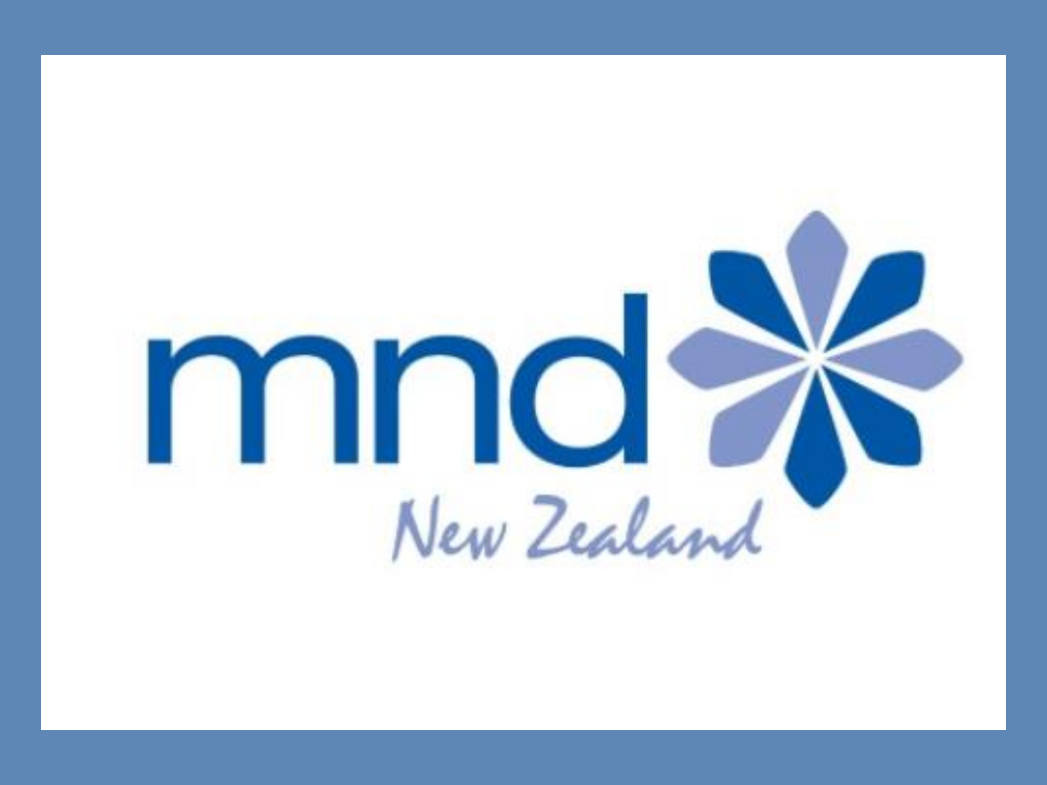mnd

New Zealand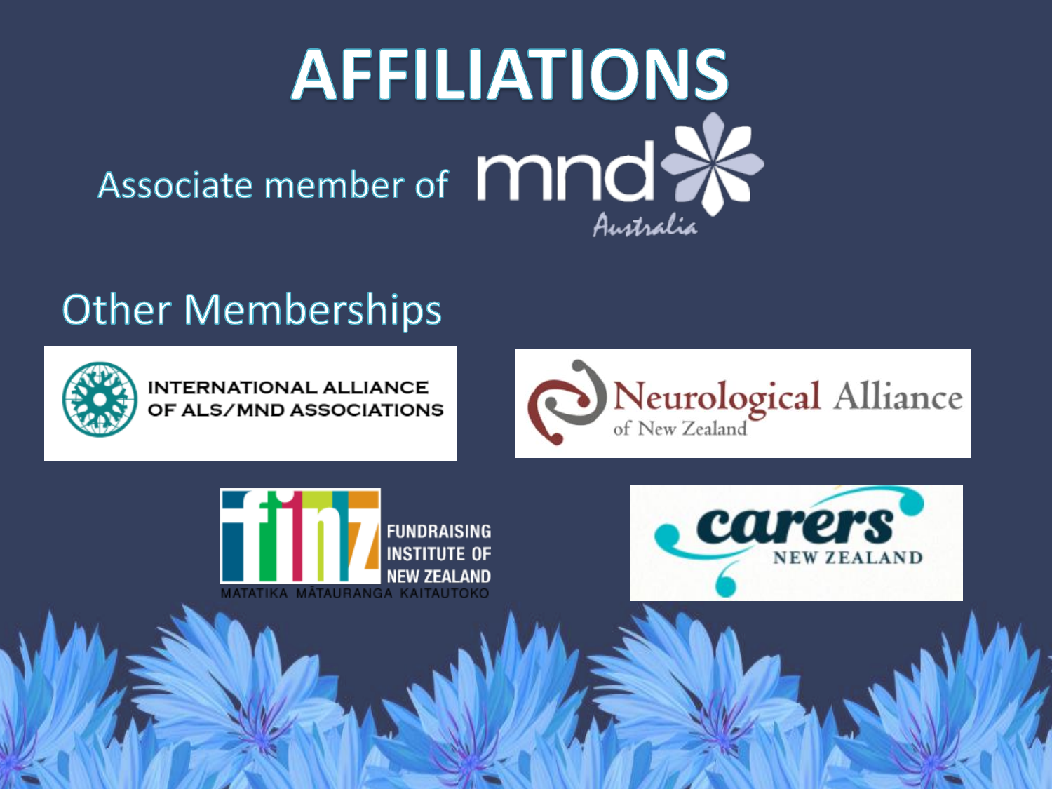# AFFILIATIONS

Associate member of mnd Australia

## Other Memberships

INTERNATIONAL ALLIANCE OF ALS/MND ASSOCIATIONS

Neurological Alliance of New Zealand

FUNDRAISING INSTITUTE OF NEW ZEALAND
MATATIKA MĀTAURANGA KAITAUTOKO

carers NEW ZEALAND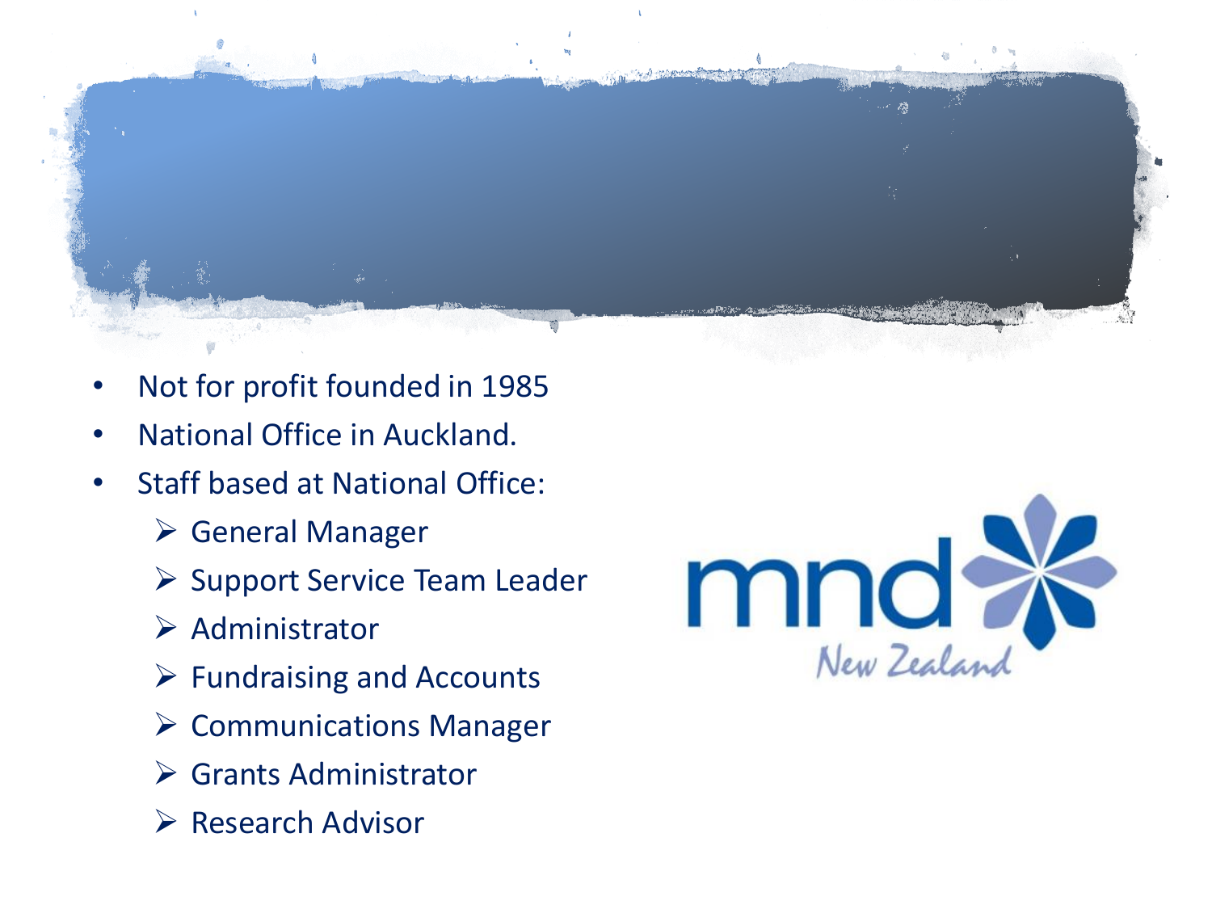- Not for profit founded in 1985
- National Office in Auckland.
- Staff based at National Office:
  - General Manager
  - Support Service Team Leader
  - Administrator
  - Fundraising and Accounts
  - Communications Manager
  - Grants Administrator
  - Research Advisor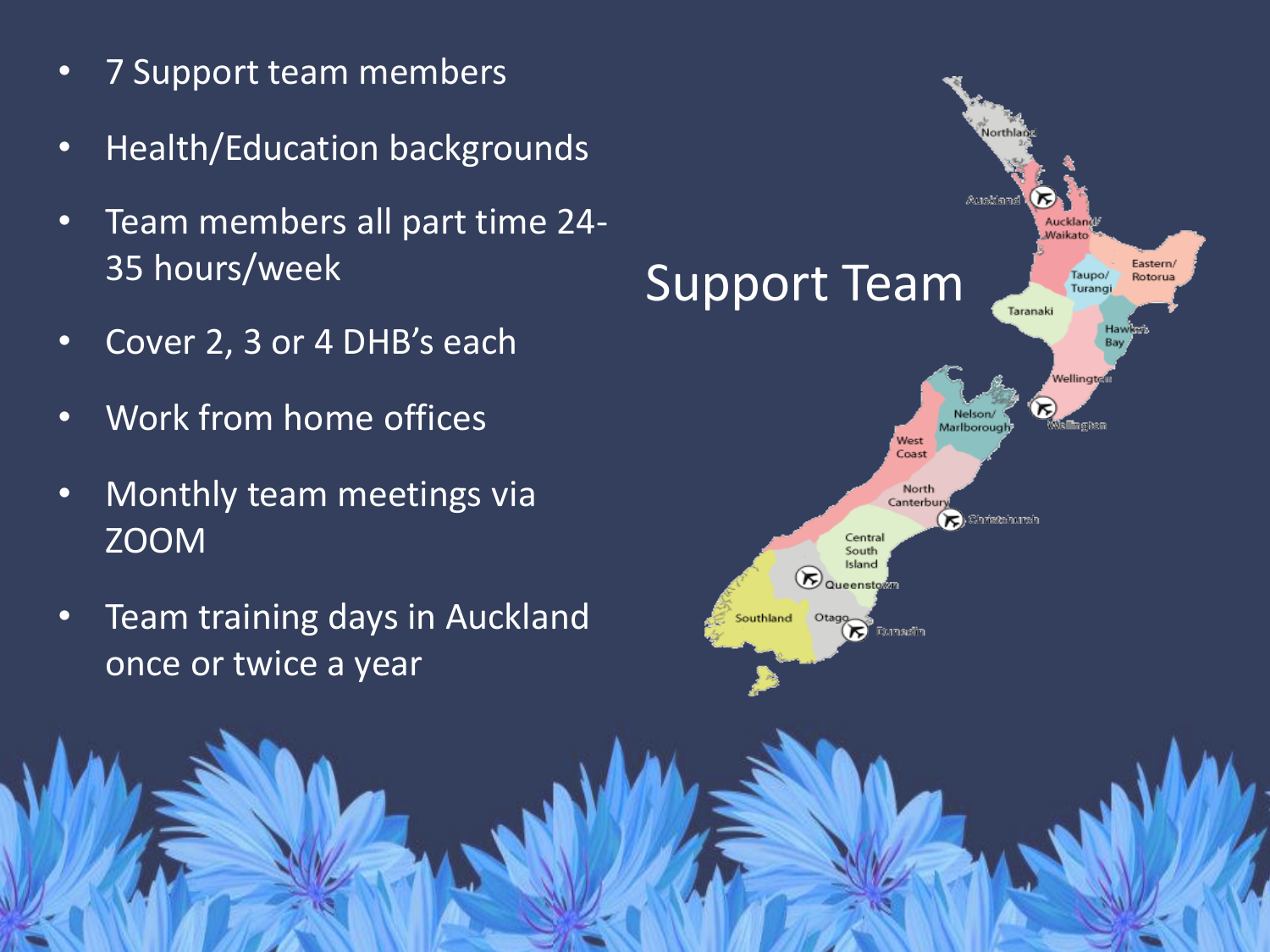# Support Team

- 7 Support team members
- Health/Education backgrounds
- Team members all part time 24-35 hours/week
- Cover 2, 3 or 4 DHB's each
- Work from home offices
- Monthly team meetings via ZOOM
- Team training days in Auckland once or twice a year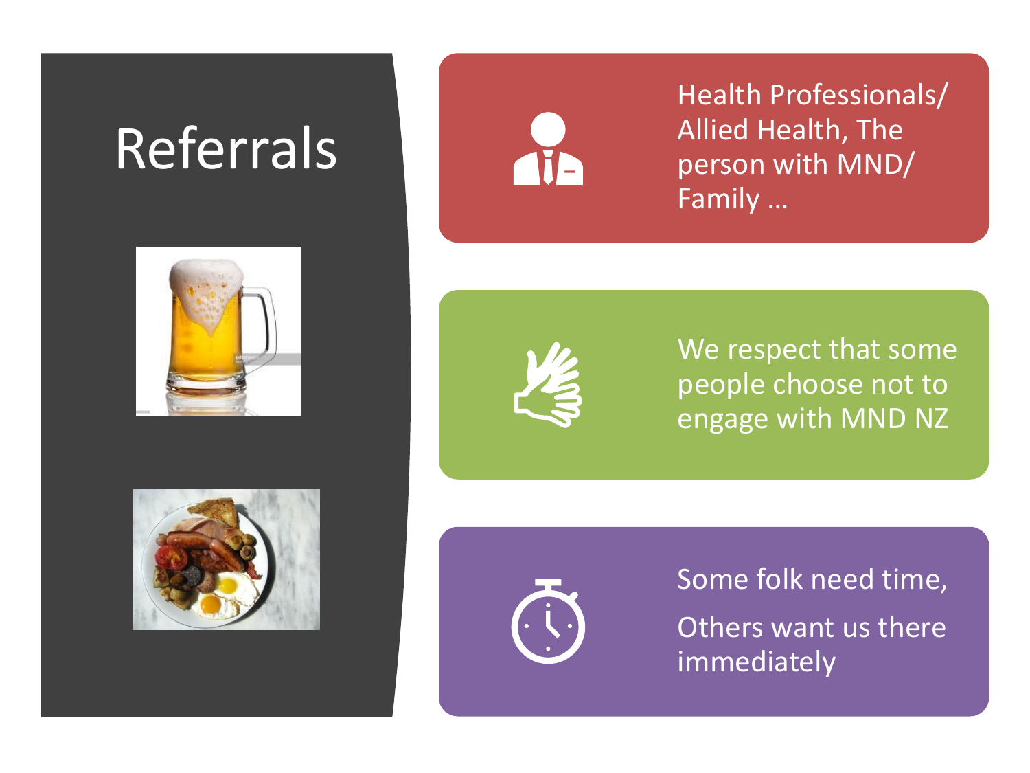# Referrals

- Health Professionals/ Allied Health, The person with MND/ Family …
- We respect that some people choose not to engage with MND NZ
- Some folk need time,

  Others want us there immediately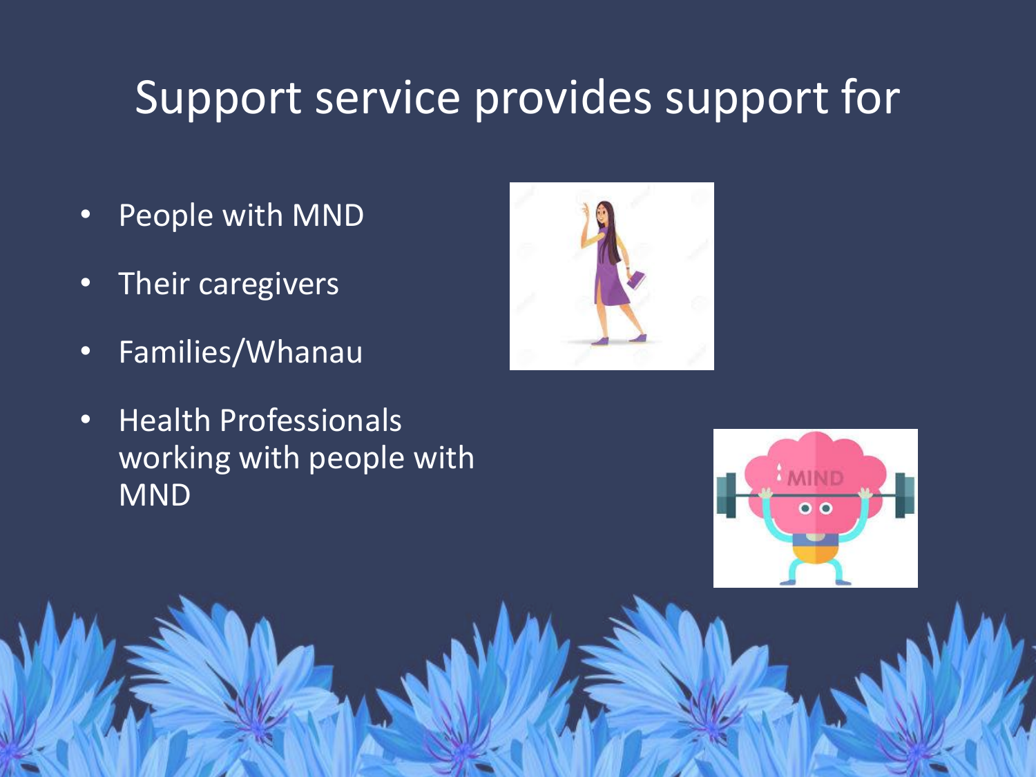# Support service provides support for

- People with MND
- Their caregivers
- Families/Whanau
- Health Professionals working with people with MND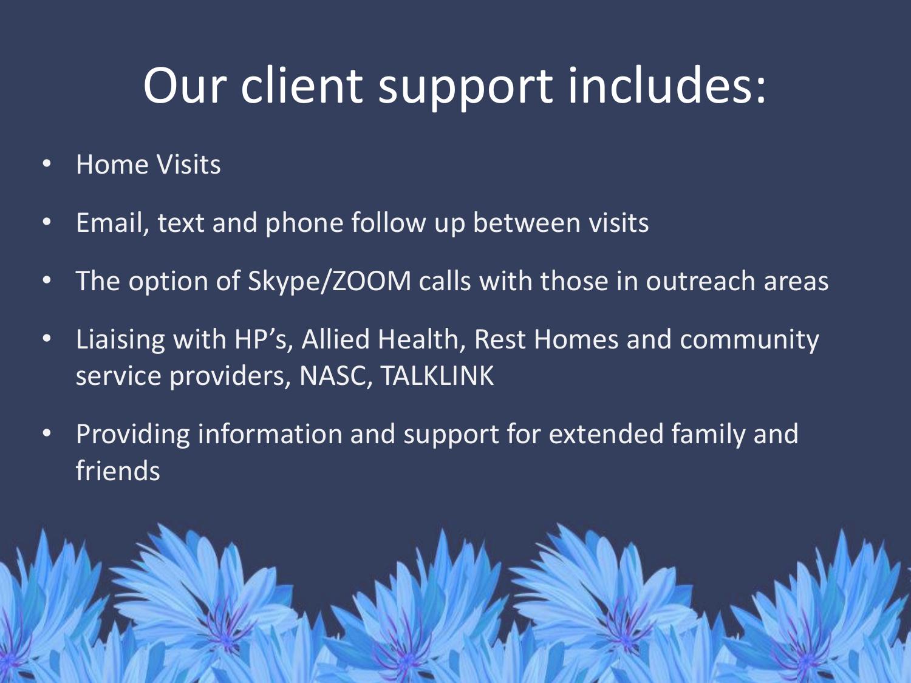# Our client support includes:

- Home Visits
- Email, text and phone follow up between visits
- The option of Skype/ZOOM calls with those in outreach areas
- Liaising with HP's, Allied Health, Rest Homes and community service providers, NASC, TALKLINK
- Providing information and support for extended family and friends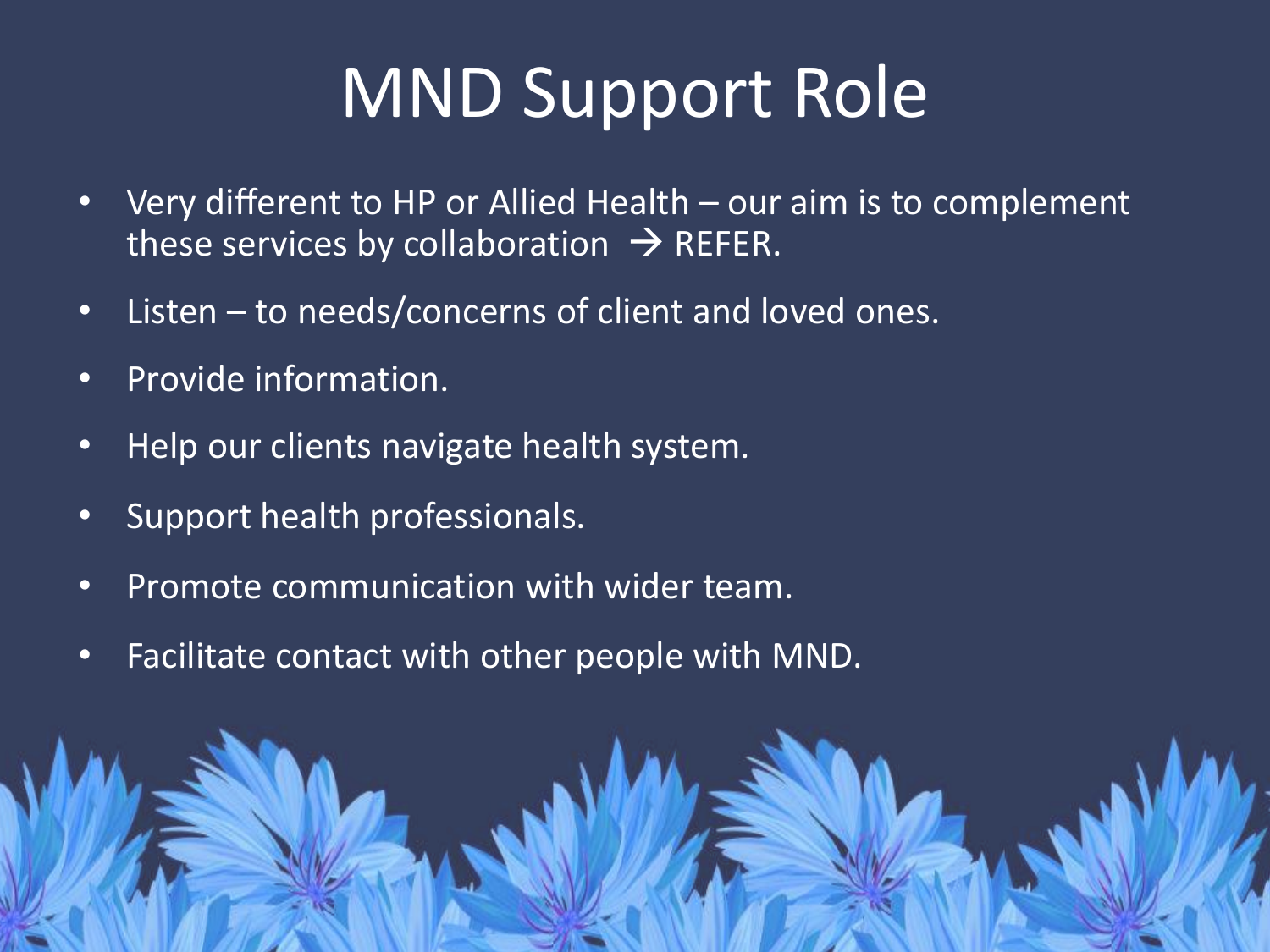# MND Support Role

- Very different to HP or Allied Health – our aim is to complement these services by collaboration → REFER.
- Listen – to needs/concerns of client and loved ones.
- Provide information.
- Help our clients navigate health system.
- Support health professionals.
- Promote communication with wider team.
- Facilitate contact with other people with MND.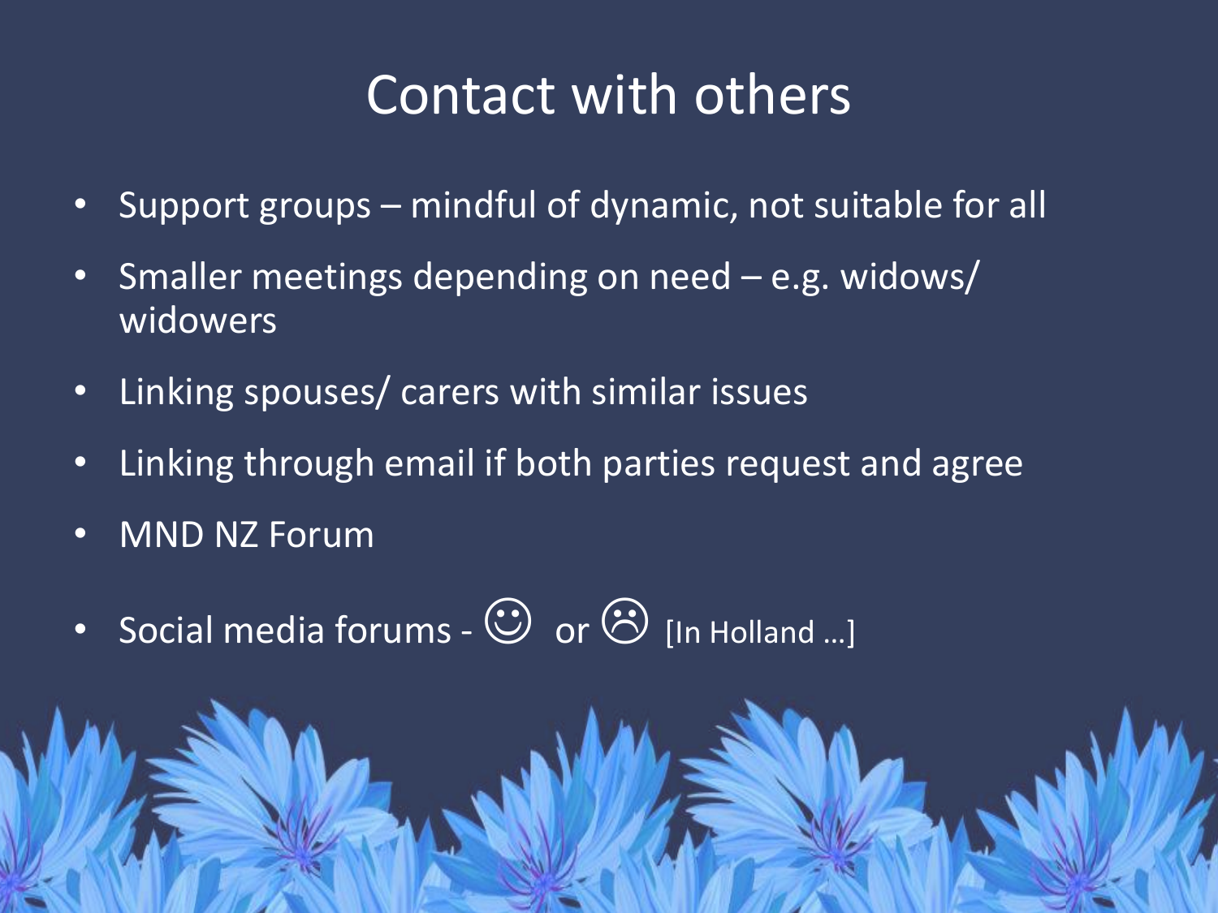# Contact with others

- Support groups – mindful of dynamic, not suitable for all
- Smaller meetings depending on need – e.g. widows/ widowers
- Linking spouses/ carers with similar issues
- Linking through email if both parties request and agree
- MND NZ Forum
- Social media forums - ☺ or ☹ [In Holland …]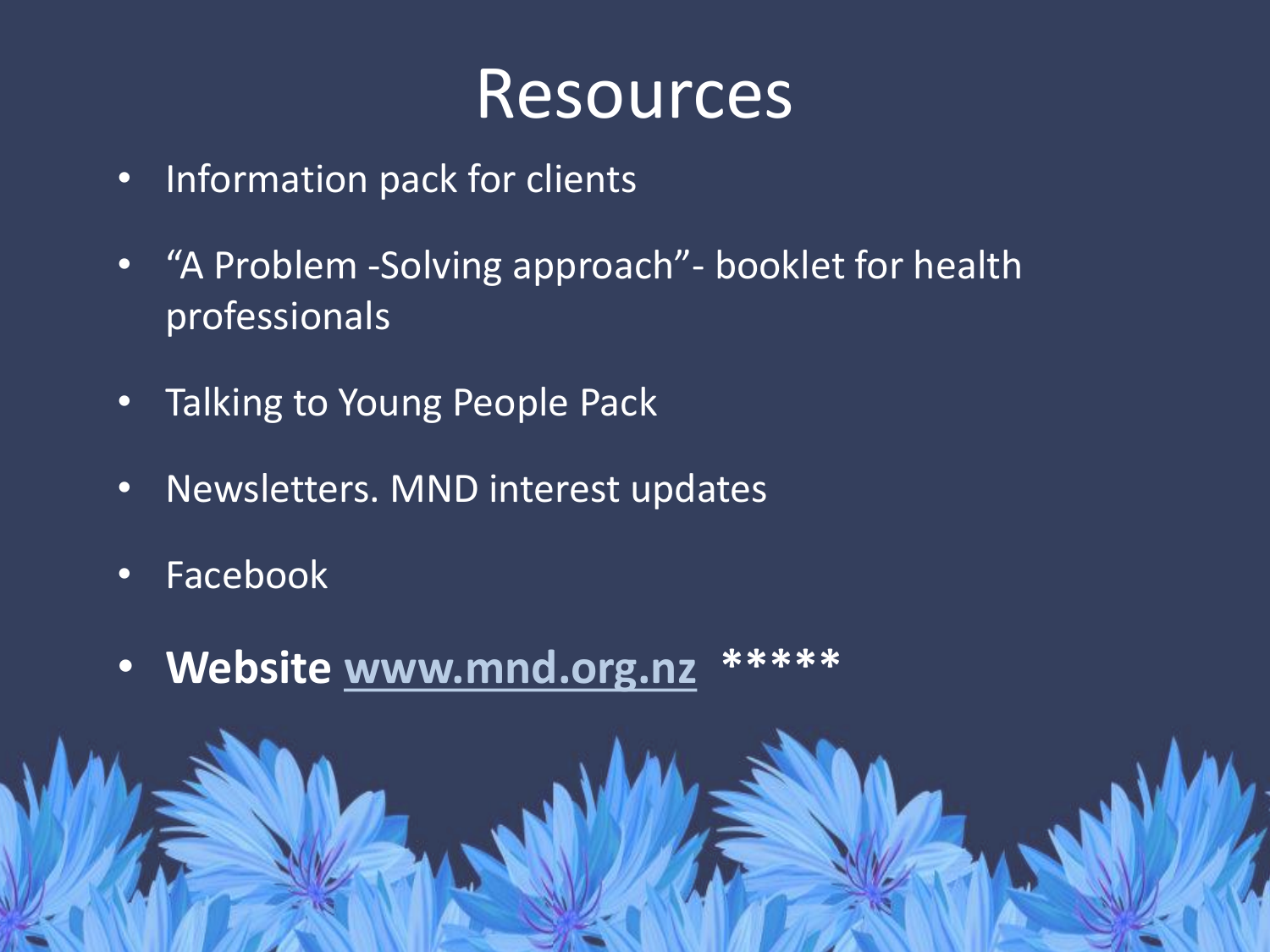# Resources

- Information pack for clients
- "A Problem -Solving approach"- booklet for health professionals
- Talking to Young People Pack
- Newsletters. MND interest updates
- Facebook
- **Website [www.mnd.org.nz](http://www.mnd.org.nz) *****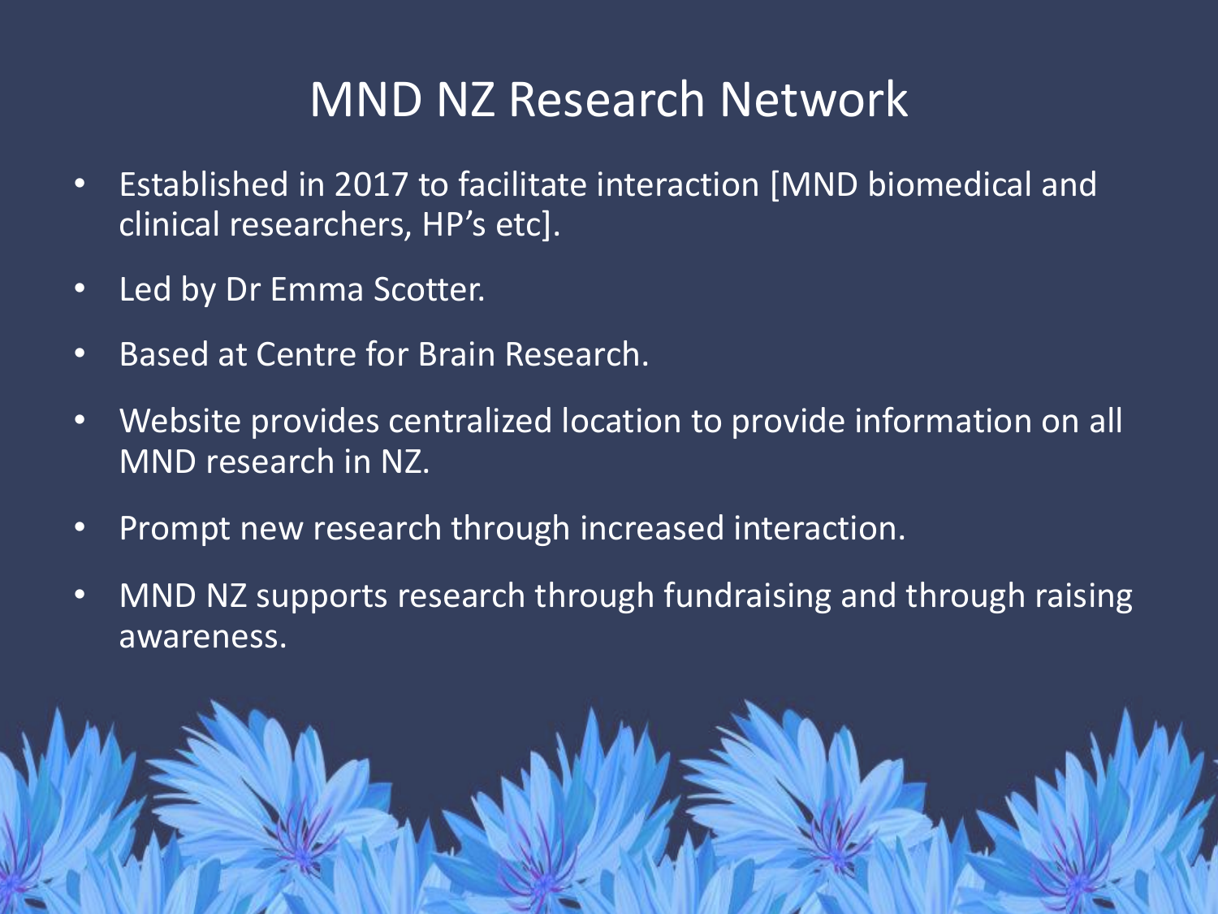# MND NZ Research Network

- Established in 2017 to facilitate interaction [MND biomedical and clinical researchers, HP's etc].
- Led by Dr Emma Scotter.
- Based at Centre for Brain Research.
- Website provides centralized location to provide information on all MND research in NZ.
- Prompt new research through increased interaction.
- MND NZ supports research through fundraising and through raising awareness.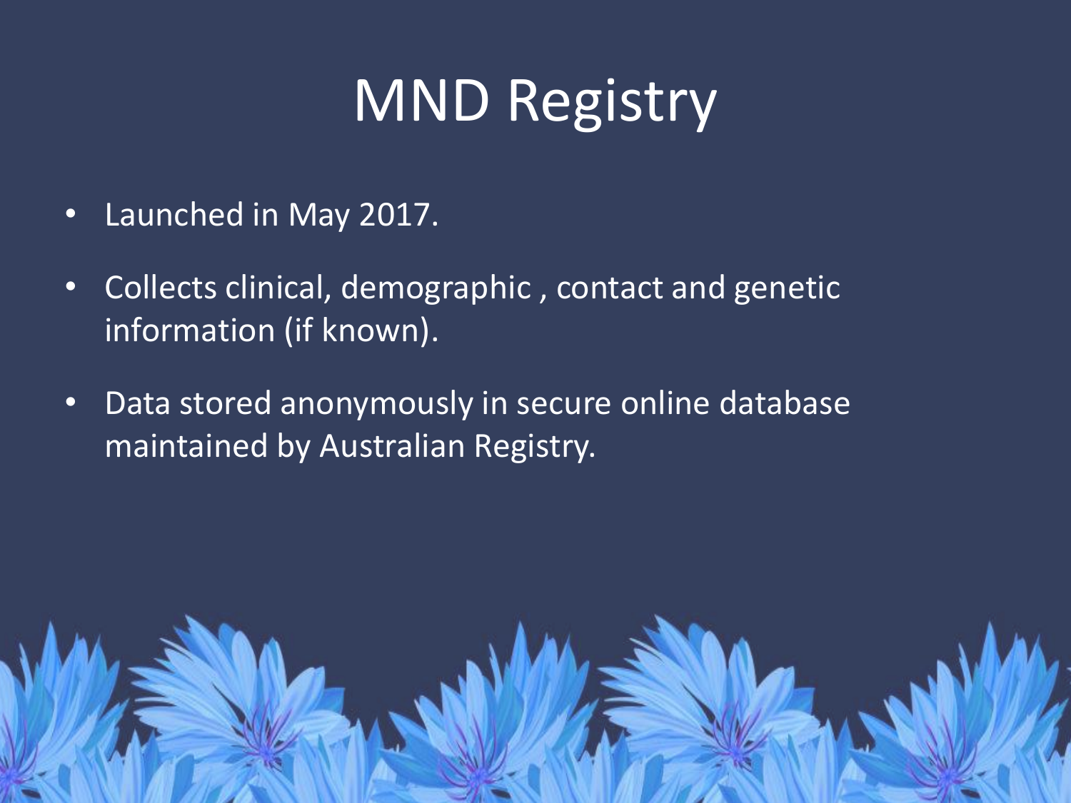# MND Registry

- Launched in May 2017.
- Collects clinical, demographic , contact and genetic information (if known).
- Data stored anonymously in secure online database maintained by Australian Registry.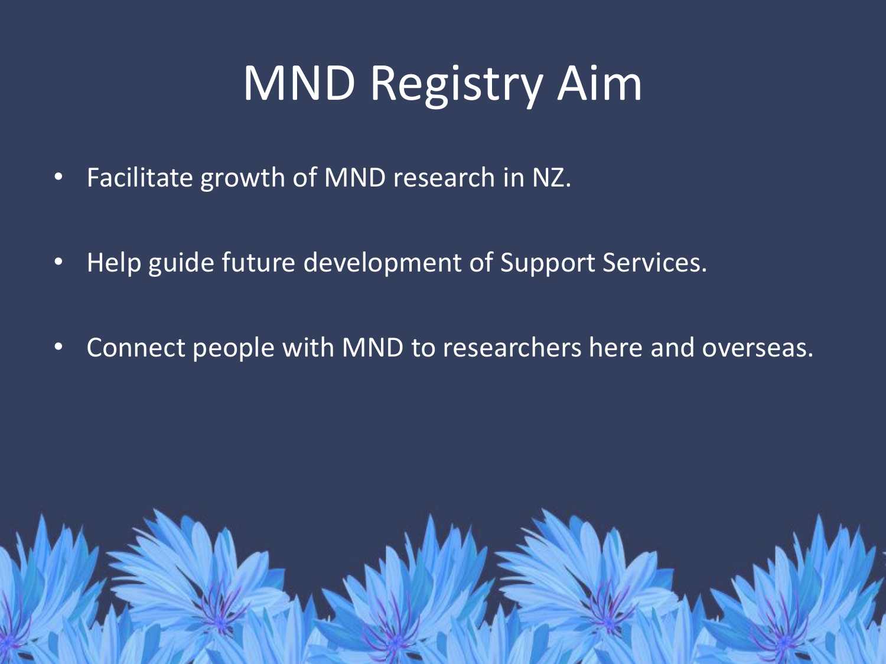# MND Registry Aim

- Facilitate growth of MND research in NZ.
- Help guide future development of Support Services.
- Connect people with MND to researchers here and overseas.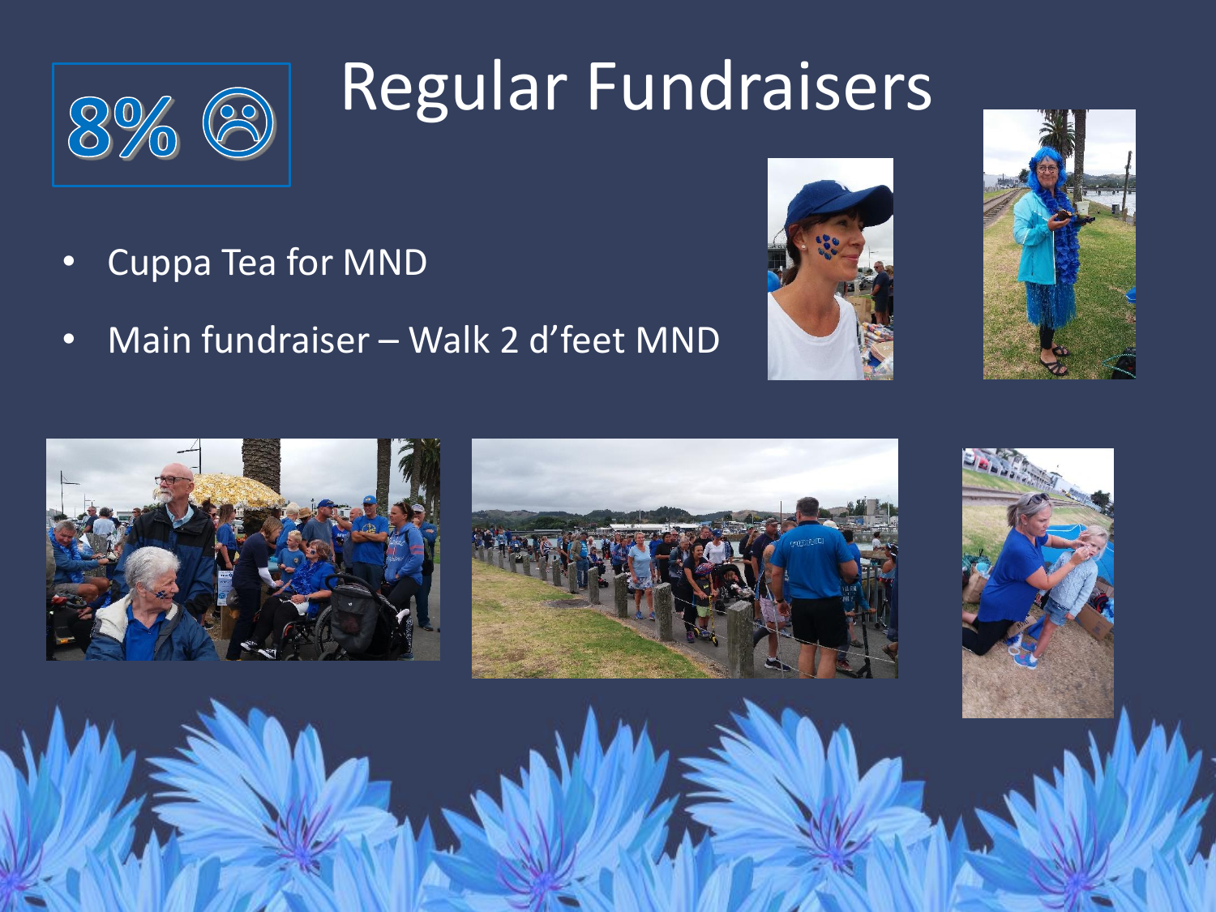8% ☹

# Regular Fundraisers

- Cuppa Tea for MND
- Main fundraiser – Walk 2 d'feet MND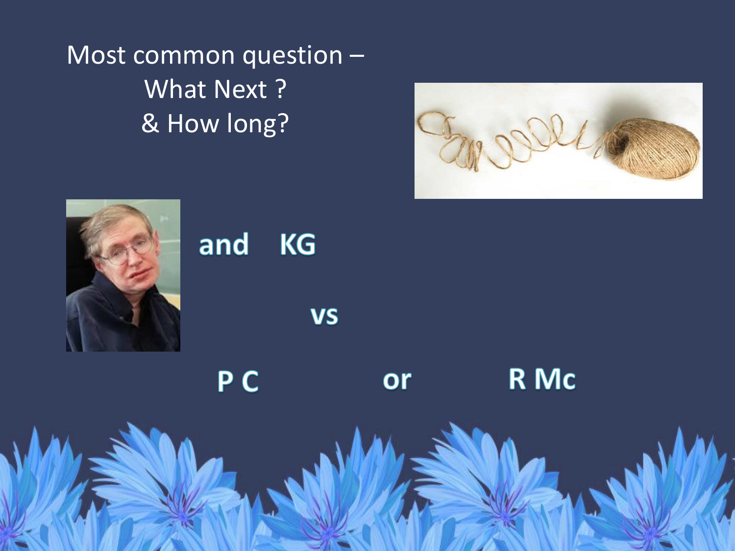Most common question –
What Next ?
& How long?

and KG

vs

P C

or

R Mc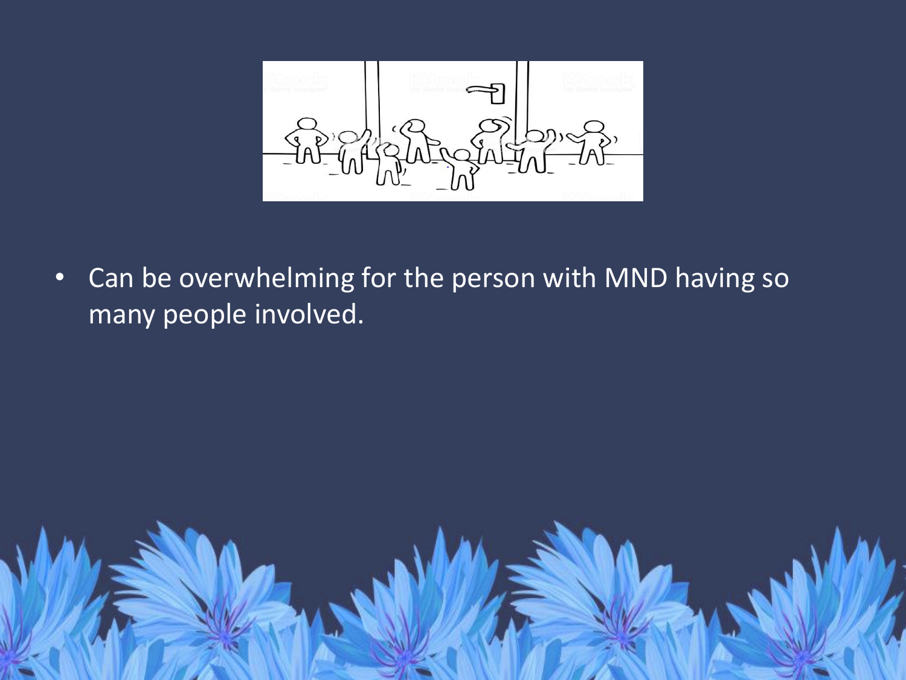- Can be overwhelming for the person with MND having so many people involved.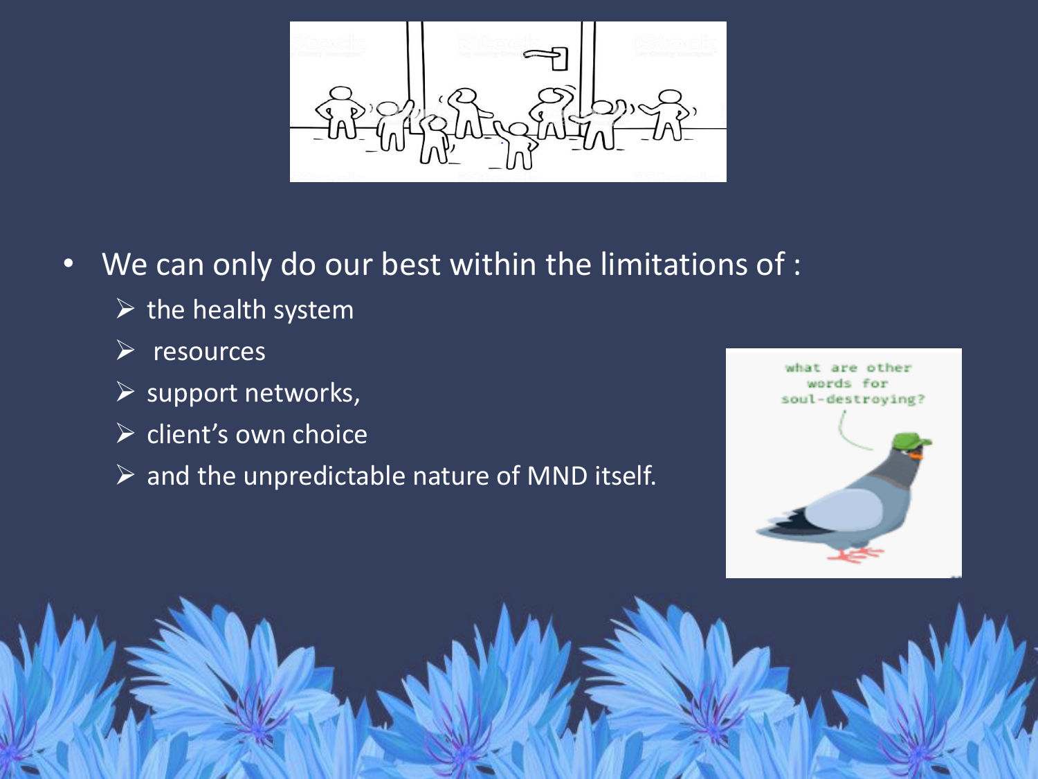- We can only do our best within the limitations of :
  - the health system
  - resources
  - support networks,
  - client's own choice
  - and the unpredictable nature of MND itself.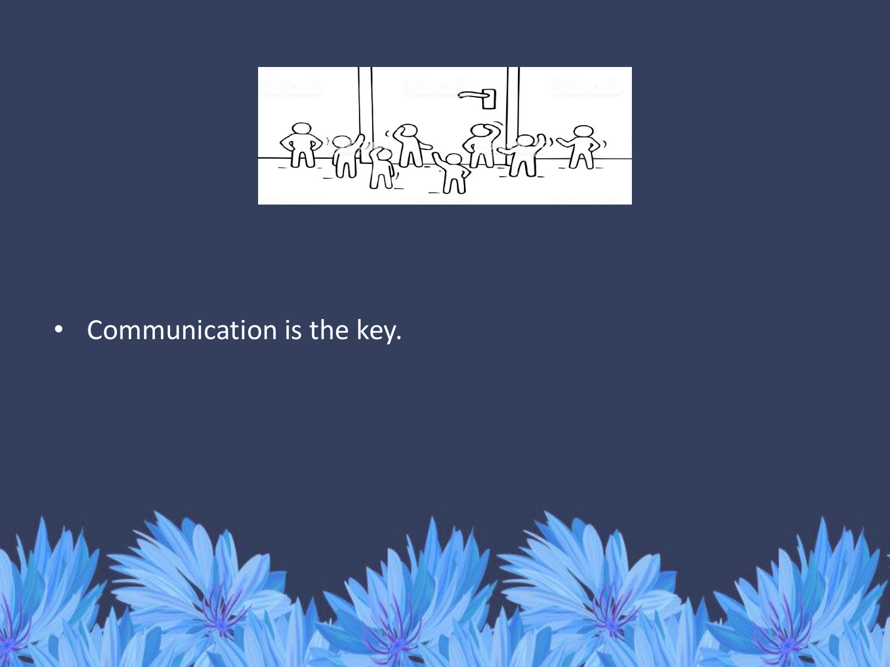- Communication is the key.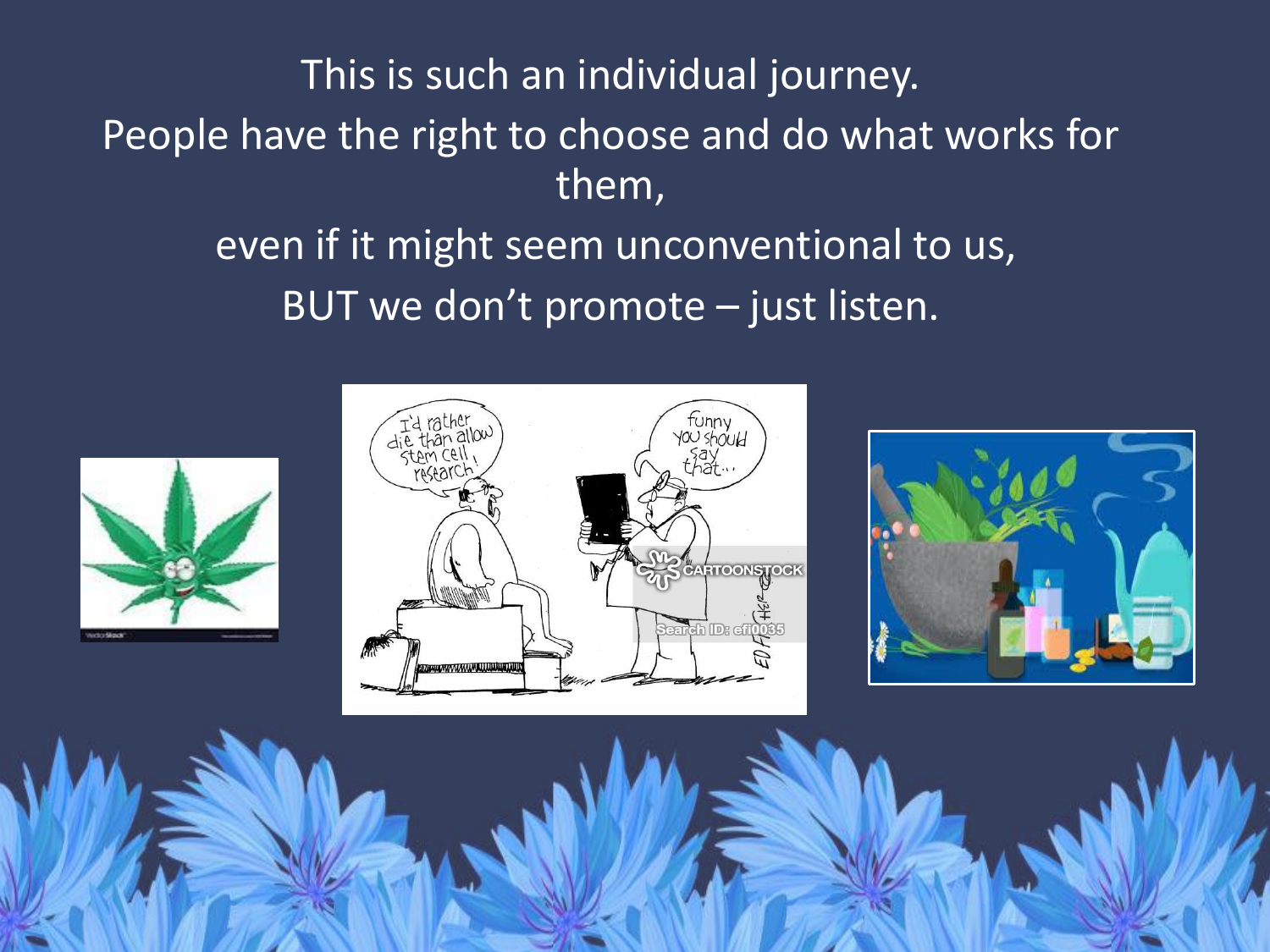This is such an individual journey.

People have the right to choose and do what works for them,

even if it might seem unconventional to us,

BUT we don't promote – just listen.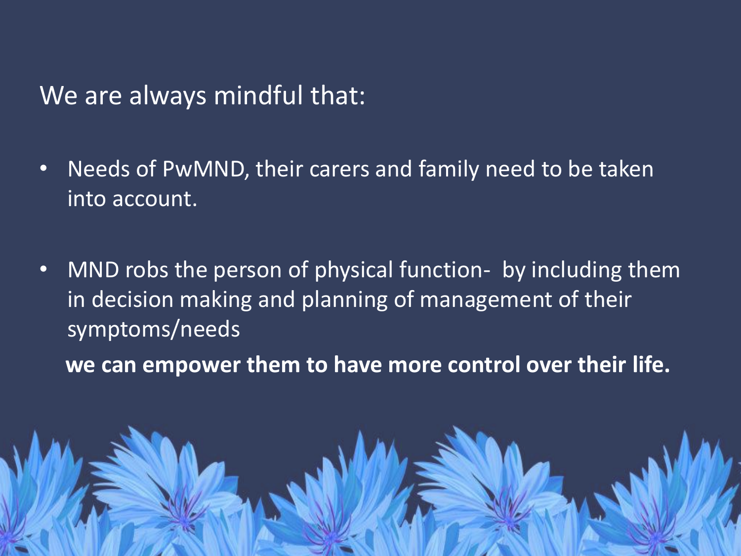We are always mindful that:

- Needs of PwMND, their carers and family need to be taken into account.

- MND robs the person of physical function- by including them in decision making and planning of management of their symptoms/needs

  **we can empower them to have more control over their life.**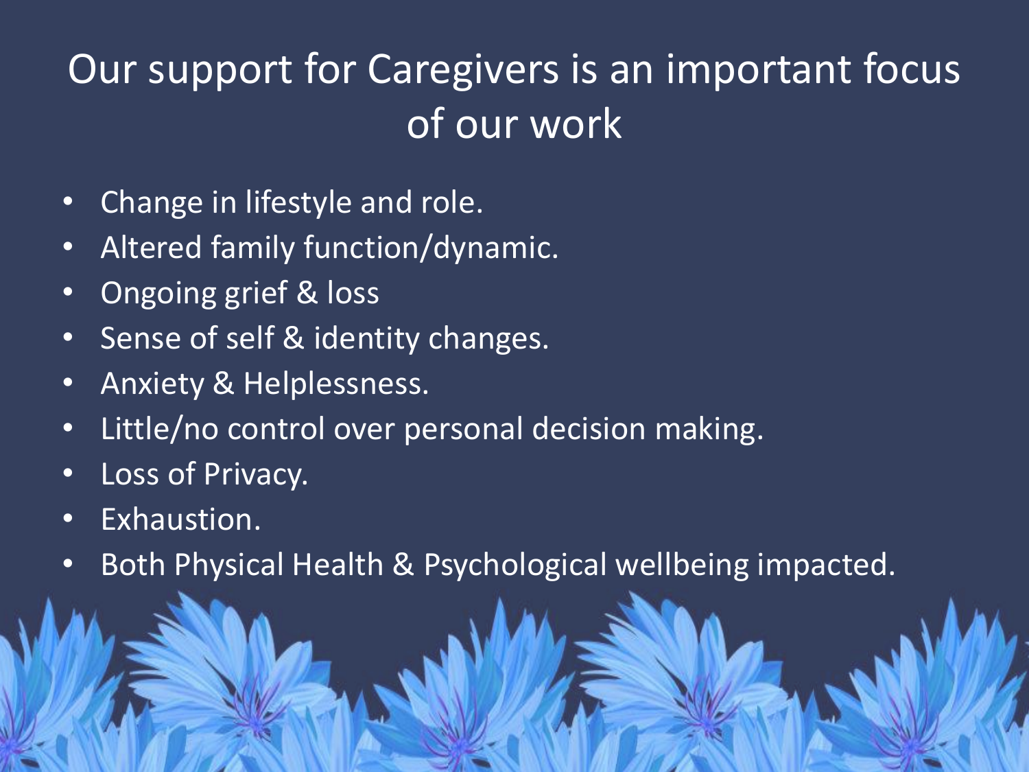# Our support for Caregivers is an important focus of our work

- Change in lifestyle and role.
- Altered family function/dynamic.
- Ongoing grief & loss
- Sense of self & identity changes.
- Anxiety & Helplessness.
- Little/no control over personal decision making.
- Loss of Privacy.
- Exhaustion.
- Both Physical Health & Psychological wellbeing impacted.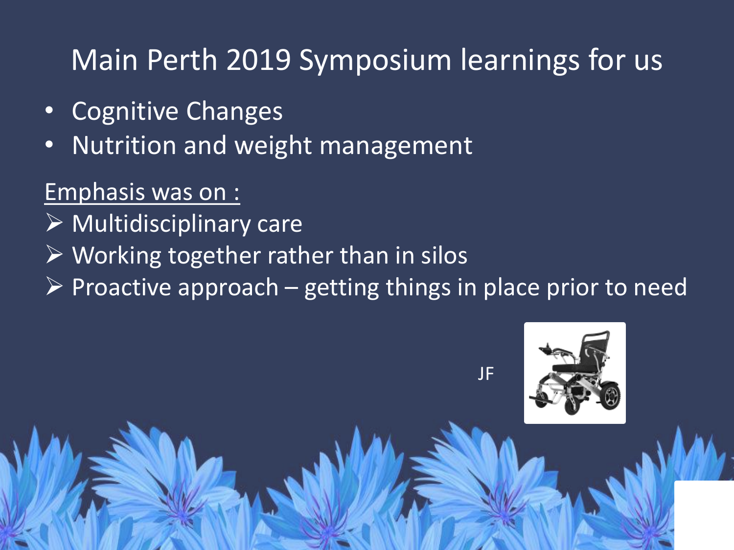# Main Perth 2019 Symposium learnings for us

- Cognitive Changes
- Nutrition and weight management

Emphasis was on :

- Multidisciplinary care
- Working together rather than in silos
- Proactive approach – getting things in place prior to need

JF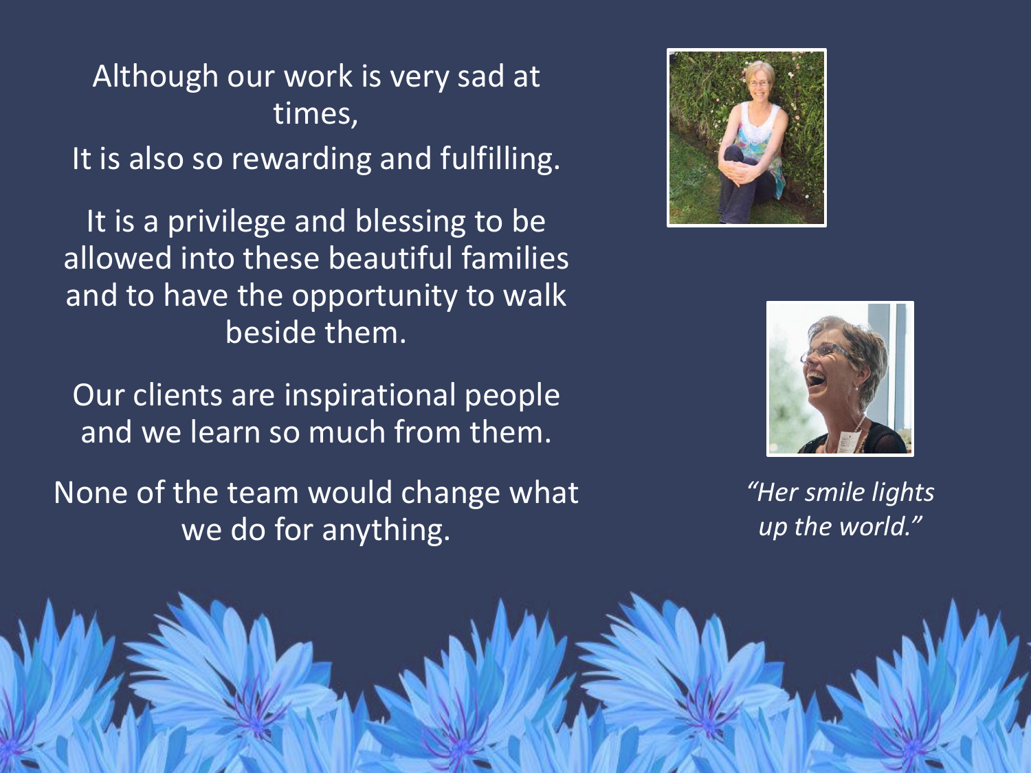Although our work is very sad at times,

It is also so rewarding and fulfilling.

It is a privilege and blessing to be allowed into these beautiful families and to have the opportunity to walk beside them.

Our clients are inspirational people and we learn so much from them.

None of the team would change what we do for anything.

*"Her smile lights up the world."*